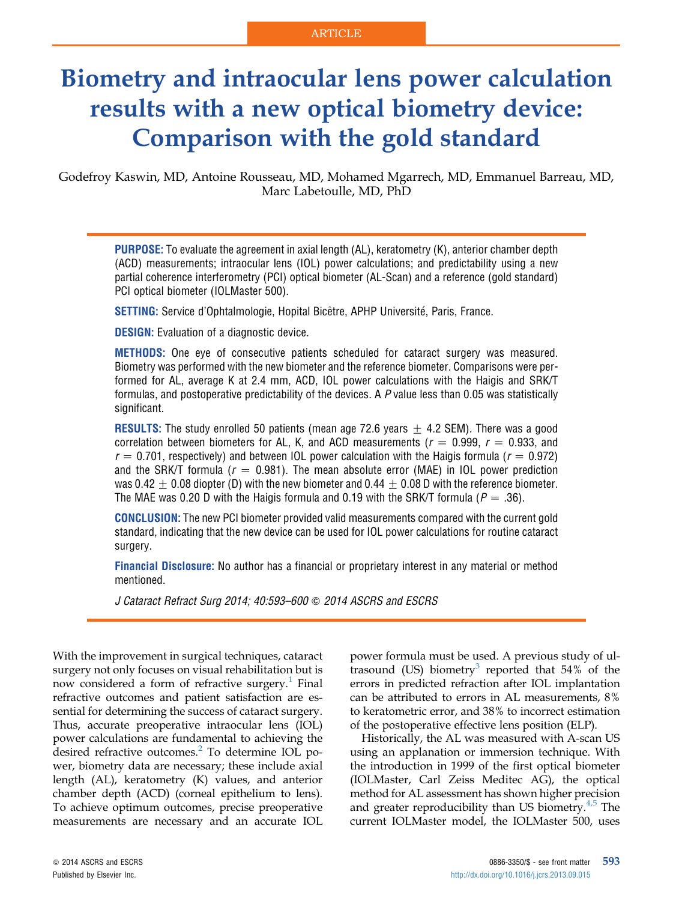ARTICLE

# Biometry and intraocular lens power calculation results with a new optical biometry device: Comparison with the gold standard

Godefroy Kaswin, MD, Antoine Rousseau, MD, Mohamed Mgarrech, MD, Emmanuel Barreau, MD, Marc Labetoulle, MD, PhD

**PURPOSE:** To evaluate the agreement in axial length (AL), keratometry (K), anterior chamber depth (ACD) measurements; intraocular lens (IOL) power calculations; and predictability using a new partial coherence interferometry (PCI) optical biometer (AL-Scan) and a reference (gold standard) PCI optical biometer (IOLMaster 500).

**SETTING:** Service d'Ophtalmologie, Hopital Bicêtre, APHP Université, Paris, France.

**DESIGN:** Evaluation of a diagnostic device.

**METHODS:** One eye of consecutive patients scheduled for cataract surgery was measured. Biometry was performed with the new biometer and the reference biometer. Comparisons were performed for AL, average K at 2.4 mm, ACD, IOL power calculations with the Haigis and SRK/T formulas, and postoperative predictability of the devices. A *P* value less than 0.05 was statistically significant.

**RESULTS:** The study enrolled 50 patients (mean age 72.6 years $\pm$ 4.2 SEM). There was a good correlation between biometers for AL, K, and ACD measurements ($r = 0.999$, $r = 0.933$, and $r = 0.701$, respectively) and between IOL power calculation with the Haigis formula ($r = 0.972$) and the SRK/T formula ($r = 0.981$). The mean absolute error (MAE) in IOL power prediction was 0.42 $\pm$ 0.08 diopter (D) with the new biometer and 0.44 $\pm$ 0.08 D with the reference biometer. The MAE was 0.20 D with the Haigis formula and 0.19 with the SRK/T formula ($P = .36$).

**CONCLUSION:** The new PCI biometer provided valid measurements compared with the current gold standard, indicating that the new device can be used for IOL power calculations for routine cataract surgery.

**Financial Disclosure:** No author has a financial or proprietary interest in any material or method mentioned.

*J Cataract Refract Surg 2014; 40:593–600 © 2014 ASCRS and ESCRS*

With the improvement in surgical techniques, cataract surgery not only focuses on visual rehabilitation but is now considered a form of refractive surgery.[1] Final refractive outcomes and patient satisfaction are essential for determining the success of cataract surgery. Thus, accurate preoperative intraocular lens (IOL) power calculations are fundamental to achieving the desired refractive outcomes.[2] To determine IOL power, biometry data are necessary; these include axial length (AL), keratometry (K) values, and anterior chamber depth (ACD) (corneal epithelium to lens). To achieve optimum outcomes, precise preoperative measurements are necessary and an accurate IOL power formula must be used. A previous study of ultrasound (US) biometry[3] reported that 54% of the errors in predicted refraction after IOL implantation can be attributed to errors in AL measurements, 8% to keratometric error, and 38% to incorrect estimation of the postoperative effective lens position (ELP).

Historically, the AL was measured with A-scan US using an applanation or immersion technique. With the introduction in 1999 of the first optical biometer (IOLMaster, Carl Zeiss Meditec AG), the optical method for AL assessment has shown higher precision and greater reproducibility than US biometry.[4,5] The current IOLMaster model, the IOLMaster 500, uses

© 2014 ASCRS and ESCRS
Published by Elsevier Inc.

0886-3350/$ - see front matter
http://dx.doi.org/10.1016/j.jcrs.2013.09.015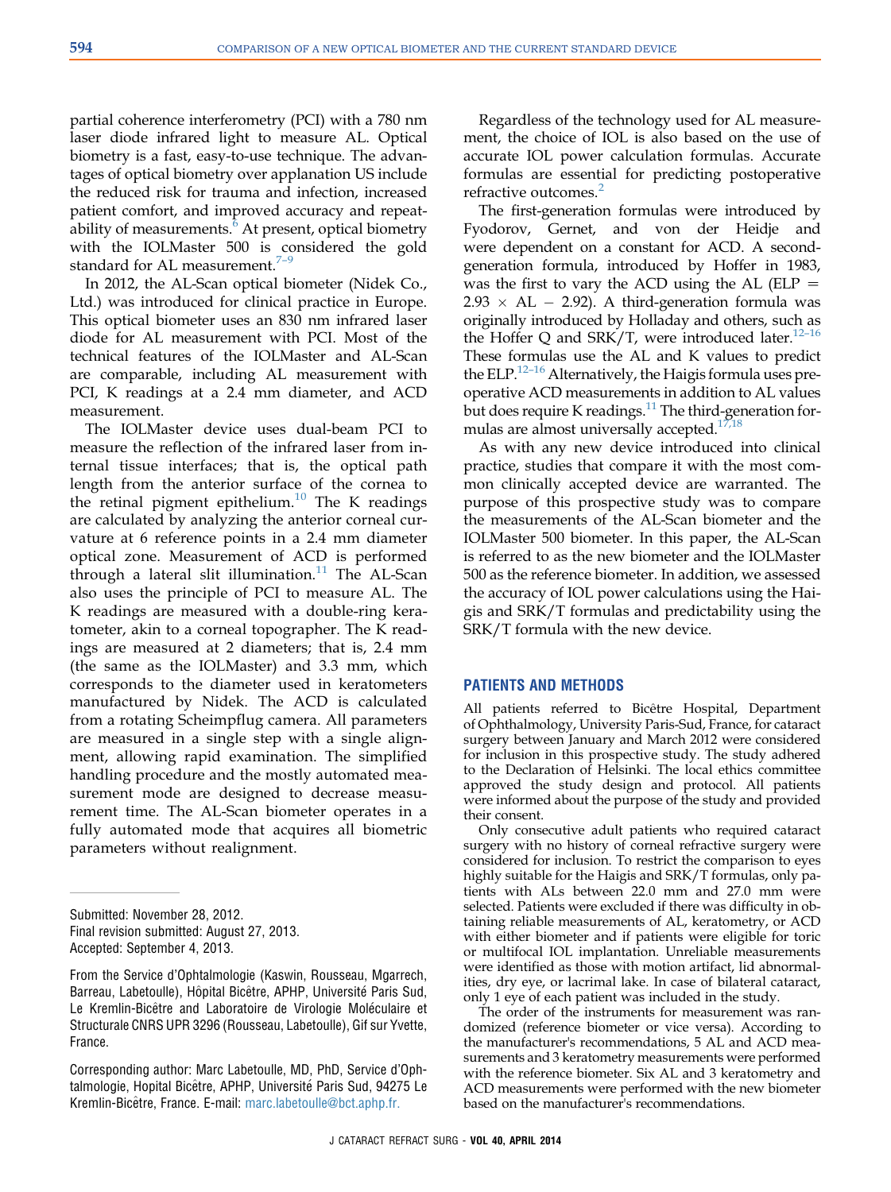partial coherence interferometry (PCI) with a 780 nm laser diode infrared light to measure AL. Optical biometry is a fast, easy-to-use technique. The advantages of optical biometry over applanation US include the reduced risk for trauma and infection, increased patient comfort, and improved accuracy and repeatability of measurements.[6] At present, optical biometry with the IOLMaster 500 is considered the gold standard for AL measurement.[7–9]

In 2012, the AL-Scan optical biometer (Nidek Co., Ltd.) was introduced for clinical practice in Europe. This optical biometer uses an 830 nm infrared laser diode for AL measurement with PCI. Most of the technical features of the IOLMaster and AL-Scan are comparable, including AL measurement with PCI, K readings at a 2.4 mm diameter, and ACD measurement.

The IOLMaster device uses dual-beam PCI to measure the reflection of the infrared laser from internal tissue interfaces; that is, the optical path length from the anterior surface of the cornea to the retinal pigment epithelium.[10] The K readings are calculated by analyzing the anterior corneal curvature at 6 reference points in a 2.4 mm diameter optical zone. Measurement of ACD is performed through a lateral slit illumination.[11] The AL-Scan also uses the principle of PCI to measure AL. The K readings are measured with a double-ring keratometer, akin to a corneal topographer. The K readings are measured at 2 diameters; that is, 2.4 mm (the same as the IOLMaster) and 3.3 mm, which corresponds to the diameter used in keratometers manufactured by Nidek. The ACD is calculated from a rotating Scheimpflug camera. All parameters are measured in a single step with a single alignment, allowing rapid examination. The simplified handling procedure and the mostly automated measurement mode are designed to decrease measurement time. The AL-Scan biometer operates in a fully automated mode that acquires all biometric parameters without realignment.

Regardless of the technology used for AL measurement, the choice of IOL is also based on the use of accurate IOL power calculation formulas. Accurate formulas are essential for predicting postoperative refractive outcomes.[2]

The first-generation formulas were introduced by Fyodorov, Gernet, and von der Heidje and were dependent on a constant for ACD. A second-generation formula, introduced by Hoffer in 1983, was the first to vary the ACD using the AL (ELP $= 2.93 \times AL - 2.92$). A third-generation formula was originally introduced by Holladay and others, such as the Hoffer Q and SRK/T, were introduced later.[12–16] These formulas use the AL and K values to predict the ELP.[12–16] Alternatively, the Haigis formula uses preoperative ACD measurements in addition to AL values but does require K readings.[11] The third-generation formulas are almost universally accepted.[17,18]

As with any new device introduced into clinical practice, studies that compare it with the most common clinically accepted device are warranted. The purpose of this prospective study was to compare the measurements of the AL-Scan biometer and the IOLMaster 500 biometer. In this paper, the AL-Scan is referred to as the new biometer and the IOLMaster 500 as the reference biometer. In addition, we assessed the accuracy of IOL power calculations using the Haigis and SRK/T formulas and predictability using the SRK/T formula with the new device.

## PATIENTS AND METHODS

All patients referred to Bicêtre Hospital, Department of Ophthalmology, University Paris-Sud, France, for cataract surgery between January and March 2012 were considered for inclusion in this prospective study. The study adhered to the Declaration of Helsinki. The local ethics committee approved the study design and protocol. All patients were informed about the purpose of the study and provided their consent.

Only consecutive adult patients who required cataract surgery with no history of corneal refractive surgery were considered for inclusion. To restrict the comparison to eyes highly suitable for the Haigis and SRK/T formulas, only patients with ALs between 22.0 mm and 27.0 mm were selected. Patients were excluded if there was difficulty in obtaining reliable measurements of AL, keratometry, or ACD with either biometer and if patients were eligible for toric or multifocal IOL implantation. Unreliable measurements were identified as those with motion artifact, lid abnormalities, dry eye, or lacrimal lake. In case of bilateral cataract, only 1 eye of each patient was included in the study.

The order of the instruments for measurement was randomized (reference biometer or vice versa). According to the manufacturer's recommendations, 5 AL and ACD measurements and 3 keratometry measurements were performed with the reference biometer. Six AL and 3 keratometry and ACD measurements were performed with the new biometer based on the manufacturer's recommendations.

Submitted: November 28, 2012.
Final revision submitted: August 27, 2013.
Accepted: September 4, 2013.

From the Service d'Ophtalmologie (Kaswin, Rousseau, Mgarrech, Barreau, Labetoulle), Hôpital Bicêtre, APHP, Université Paris Sud, Le Kremlin-Bicêtre and Laboratoire de Virologie Moléculaire et Structurale CNRS UPR 3296 (Rousseau, Labetoulle), Gif sur Yvette, France.

Corresponding author: Marc Labetoulle, MD, PhD, Service d'Ophtalmologie, Hopital Bicêtre, APHP, Université Paris Sud, 94275 Le Kremlin-Bicêtre, France. E-mail: marc.labetoulle@bct.aphp.fr.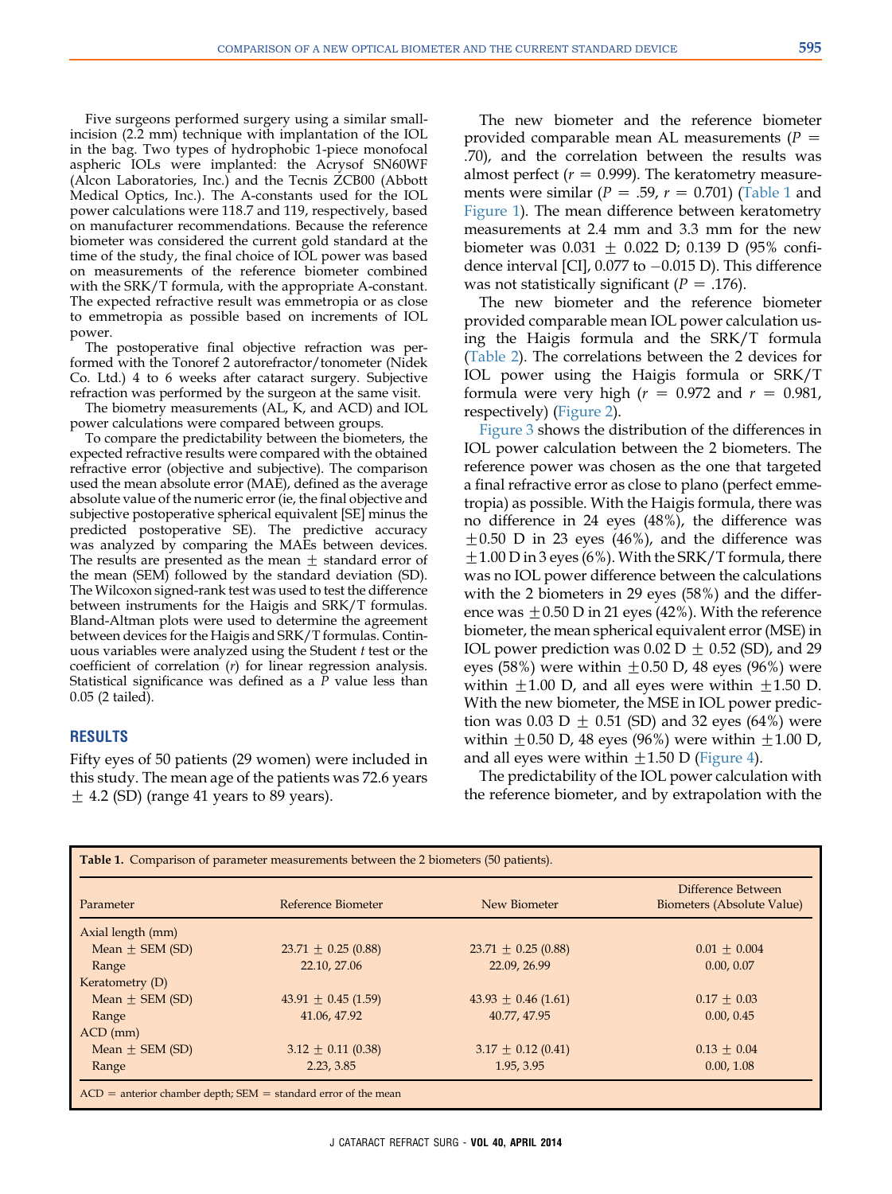Five surgeons performed surgery using a similar small-incision (2.2 mm) technique with implantation of the IOL in the bag. Two types of hydrophobic 1-piece monofocal aspheric IOLs were implanted: the Acrysof SN60WF (Alcon Laboratories, Inc.) and the Tecnis ZCB00 (Abbott Medical Optics, Inc.). The A-constants used for the IOL power calculations were 118.7 and 119, respectively, based on manufacturer recommendations. Because the reference biometer was considered the current gold standard at the time of the study, the final choice of IOL power was based on measurements of the reference biometer combined with the SRK/T formula, with the appropriate A-constant. The expected refractive result was emmetropia or as close to emmetropia as possible based on increments of IOL power.

The postoperative final objective refraction was performed with the Tonoref 2 autorefractor/tonometer (Nidek Co. Ltd.) 4 to 6 weeks after cataract surgery. Subjective refraction was performed by the surgeon at the same visit.

The biometry measurements (AL, K, and ACD) and IOL power calculations were compared between groups.

To compare the predictability between the biometers, the expected refractive results were compared with the obtained refractive error (objective and subjective). The comparison used the mean absolute error (MAE), defined as the average absolute value of the numeric error (ie, the final objective and subjective postoperative spherical equivalent [SE] minus the predicted postoperative SE). The predictive accuracy was analyzed by comparing the MAEs between devices. The results are presented as the mean $\pm$ standard error of the mean (SEM) followed by the standard deviation (SD). The Wilcoxon signed-rank test was used to test the difference between instruments for the Haigis and SRK/T formulas. Bland-Altman plots were used to determine the agreement between devices for the Haigis and SRK/T formulas. Continuous variables were analyzed using the Student *t* test or the coefficient of correlation ($r$) for linear regression analysis. Statistical significance was defined as a $P$ value less than 0.05 (2 tailed).

## RESULTS

Fifty eyes of 50 patients (29 women) were included in this study. The mean age of the patients was 72.6 years $\pm$ 4.2 (SD) (range 41 years to 89 years).

The new biometer and the reference biometer provided comparable mean AL measurements ($P = .70$), and the correlation between the results was almost perfect ($r = 0.999$). The keratometry measurements were similar ($P = .59$, $r = 0.701$) (Table 1 and Figure 1). The mean difference between keratometry measurements at 2.4 mm and 3.3 mm for the new biometer was 0.031 $\pm$ 0.022 D; 0.139 D (95% confidence interval [CI], 0.077 to $-$0.015 D). This difference was not statistically significant ($P = .176$).

The new biometer and the reference biometer provided comparable mean IOL power calculation using the Haigis formula and the SRK/T formula (Table 2). The correlations between the 2 devices for IOL power using the Haigis formula or SRK/T formula were very high ($r = 0.972$ and $r = 0.981$, respectively) (Figure 2).

Figure 3 shows the distribution of the differences in IOL power calculation between the 2 biometers. The reference power was chosen as the one that targeted a final refractive error as close to plano (perfect emmetropia) as possible. With the Haigis formula, there was no difference in 24 eyes (48%), the difference was $\pm$0.50 D in 23 eyes (46%), and the difference was $\pm$1.00 D in 3 eyes (6%). With the SRK/T formula, there was no IOL power difference between the calculations with the 2 biometers in 29 eyes (58%) and the difference was $\pm$0.50 D in 21 eyes (42%). With the reference biometer, the mean spherical equivalent error (MSE) in IOL power prediction was 0.02 D $\pm$ 0.52 (SD), and 29 eyes (58%) were within $\pm$0.50 D, 48 eyes (96%) were within $\pm$1.00 D, and all eyes were within $\pm$1.50 D. With the new biometer, the MSE in IOL power prediction was 0.03 D $\pm$ 0.51 (SD) and 32 eyes (64%) were within $\pm$0.50 D, 48 eyes (96%) were within $\pm$1.00 D, and all eyes were within $\pm$1.50 D (Figure 4).

The predictability of the IOL power calculation with the reference biometer, and by extrapolation with the

**Table 1.** Comparison of parameter measurements between the 2 biometers (50 patients).

| Parameter | Reference Biometer | New Biometer | Difference Between Biometers (Absolute Value) |
|---|---|---|---|
| Axial length (mm) | | | |
| Mean $\pm$ SEM (SD) | 23.71 $\pm$ 0.25 (0.88) | 23.71 $\pm$ 0.25 (0.88) | 0.01 $\pm$ 0.004 |
| Range | 22.10, 27.06 | 22.09, 26.99 | 0.00, 0.07 |
| Keratometry (D) | | | |
| Mean $\pm$ SEM (SD) | 43.91 $\pm$ 0.45 (1.59) | 43.93 $\pm$ 0.46 (1.61) | 0.17 $\pm$ 0.03 |
| Range | 41.06, 47.92 | 40.77, 47.95 | 0.00, 0.45 |
| ACD (mm) | | | |
| Mean $\pm$ SEM (SD) | 3.12 $\pm$ 0.11 (0.38) | 3.17 $\pm$ 0.12 (0.41) | 0.13 $\pm$ 0.04 |
| Range | 2.23, 3.85 | 1.95, 3.95 | 0.00, 1.08 |

ACD = anterior chamber depth; SEM = standard error of the mean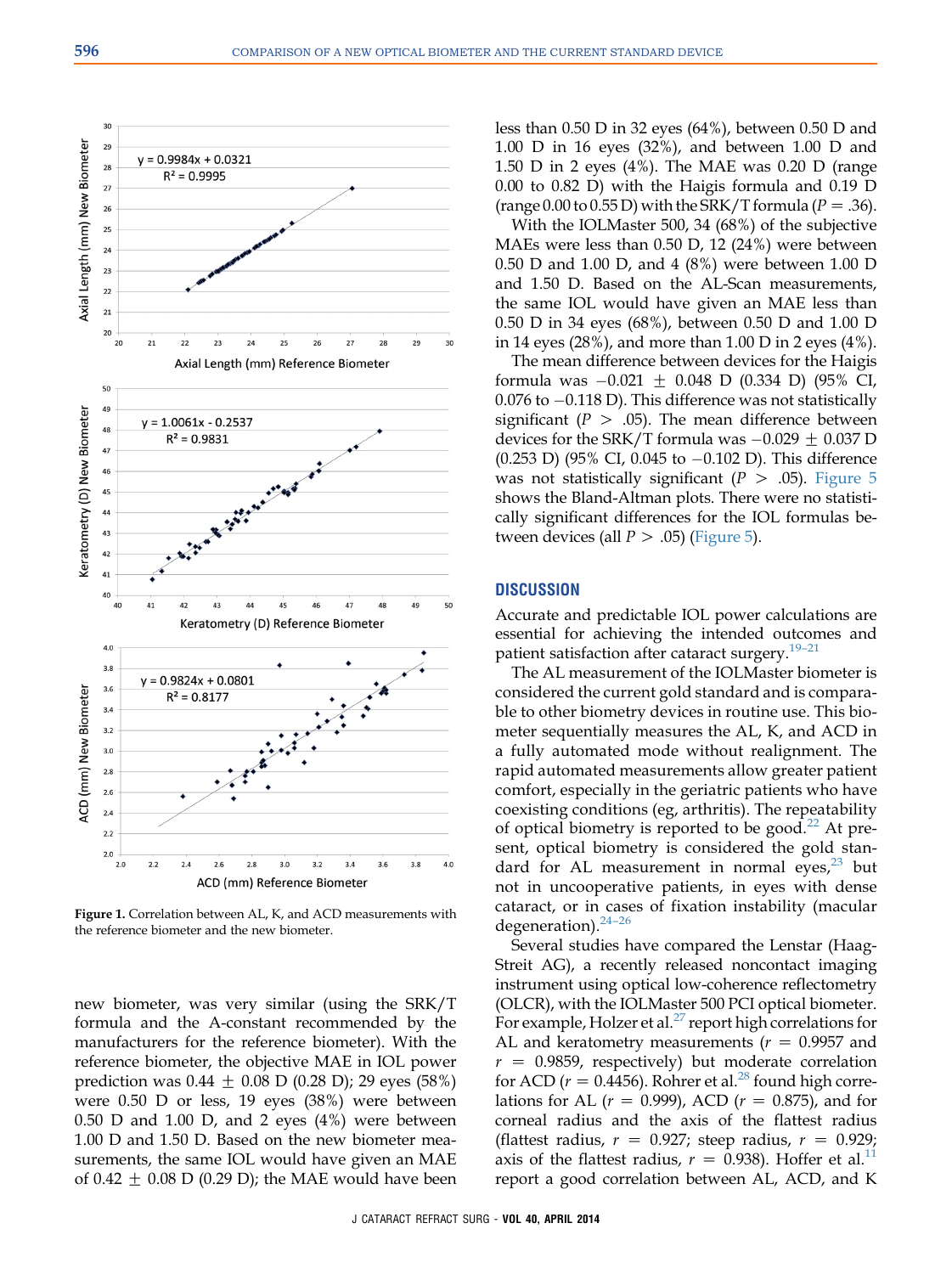Figure 1. Correlation between AL, K, and ACD measurements with the reference biometer and the new biometer.

new biometer, was very similar (using the SRK/T formula and the A-constant recommended by the manufacturers for the reference biometer). With the reference biometer, the objective MAE in IOL power prediction was 0.44 ± 0.08 D (0.28 D); 29 eyes (58%) were 0.50 D or less, 19 eyes (38%) were between 0.50 D and 1.00 D, and 2 eyes (4%) were between 1.00 D and 1.50 D. Based on the new biometer measurements, the same IOL would have given an MAE of 0.42 ± 0.08 D (0.29 D); the MAE would have been less than 0.50 D in 32 eyes (64%), between 0.50 D and 1.00 D in 16 eyes (32%), and between 1.00 D and 1.50 D in 2 eyes (4%). The MAE was 0.20 D (range 0.00 to 0.82 D) with the Haigis formula and 0.19 D (range 0.00 to 0.55 D) with the SRK/T formula ($P = .36$).

With the IOLMaster 500, 34 (68%) of the subjective MAEs were less than 0.50 D, 12 (24%) were between 0.50 D and 1.00 D, and 4 (8%) were between 1.00 D and 1.50 D. Based on the AL-Scan measurements, the same IOL would have given an MAE less than 0.50 D in 34 eyes (68%), between 0.50 D and 1.00 D in 14 eyes (28%), and more than 1.00 D in 2 eyes (4%).

The mean difference between devices for the Haigis formula was −0.021 ± 0.048 D (0.334 D) (95% CI, 0.076 to −0.118 D). This difference was not statistically significant ($P > .05$). The mean difference between devices for the SRK/T formula was −0.029 ± 0.037 D (0.253 D) (95% CI, 0.045 to −0.102 D). This difference was not statistically significant ($P > .05$). Figure 5 shows the Bland-Altman plots. There were no statistically significant differences for the IOL formulas between devices (all $P > .05$) (Figure 5).

## DISCUSSION

Accurate and predictable IOL power calculations are essential for achieving the intended outcomes and patient satisfaction after cataract surgery.[19–21]

The AL measurement of the IOLMaster biometer is considered the current gold standard and is comparable to other biometry devices in routine use. This biometer sequentially measures the AL, K, and ACD in a fully automated mode without realignment. The rapid automated measurements allow greater patient comfort, especially in the geriatric patients who have coexisting conditions (eg, arthritis). The repeatability of optical biometry is reported to be good.[22] At present, optical biometry is considered the gold standard for AL measurement in normal eyes,[23] but not in uncooperative patients, in eyes with dense cataract, or in cases of fixation instability (macular degeneration).[24–26]

Several studies have compared the Lenstar (Haag-Streit AG), a recently released noncontact imaging instrument using optical low-coherence reflectometry (OLCR), with the IOLMaster 500 PCI optical biometer. For example, Holzer et al.[27] report high correlations for AL and keratometry measurements ($r = 0.9957$ and $r = 0.9859$, respectively) but moderate correlation for ACD ($r = 0.4456$). Rohrer et al.[28] found high correlations for AL ($r = 0.999$), ACD ($r = 0.875$), and for corneal radius and the axis of the flattest radius (flattest radius, $r = 0.927$; steep radius, $r = 0.929$; axis of the flattest radius, $r = 0.938$). Hoffer et al.[11] report a good correlation between AL, ACD, and K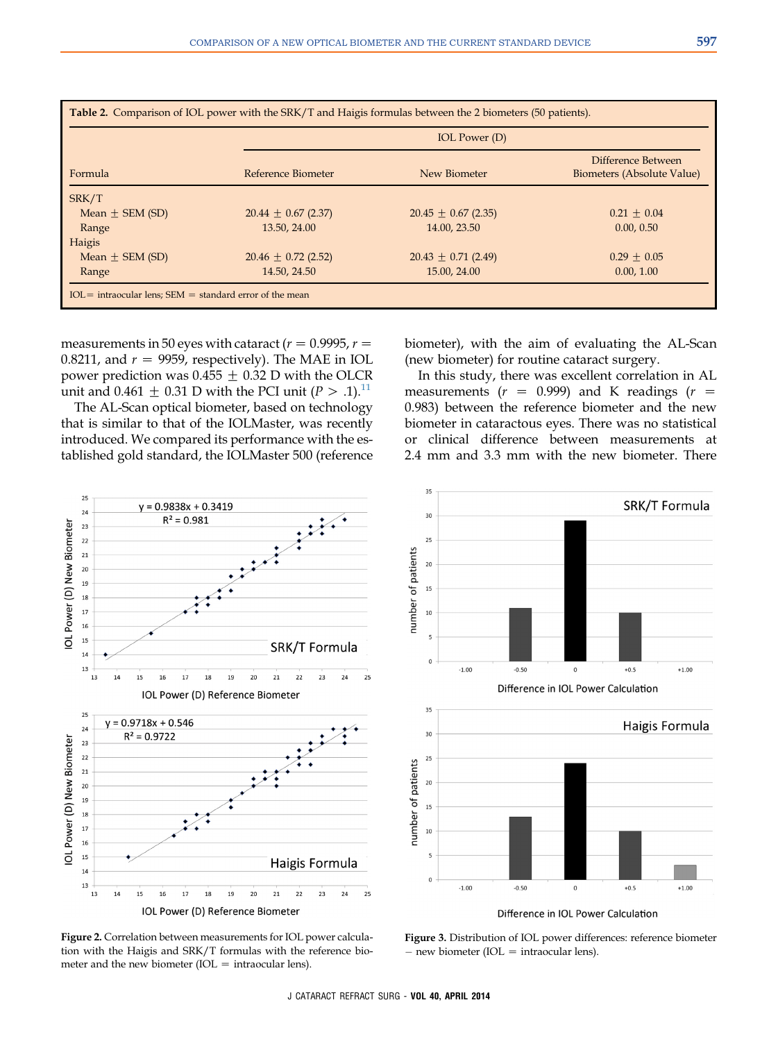**Table 2.** Comparison of IOL power with the SRK/T and Haigis formulas between the 2 biometers (50 patients).

| Formula | IOL Power (D) | | |
|---|---|---|---|
| | Reference Biometer | New Biometer | Difference Between Biometers (Absolute Value) |
| SRK/T | | | |
| Mean ± SEM (SD) | 20.44 ± 0.67 (2.37) | 20.45 ± 0.67 (2.35) | 0.21 ± 0.04 |
| Range | 13.50, 24.00 | 14.00, 23.50 | 0.00, 0.50 |
| Haigis | | | |
| Mean ± SEM (SD) | 20.46 ± 0.72 (2.52) | 20.43 ± 0.71 (2.49) | 0.29 ± 0.05 |
| Range | 14.50, 24.50 | 15.00, 24.00 | 0.00, 1.00 |

IOL = intraocular lens; SEM = standard error of the mean

measurements in 50 eyes with cataract ($r = 0.9995$, $r = 0.8211$, and $r = 9959$, respectively). The MAE in IOL power prediction was 0.455 ± 0.32 D with the OLCR unit and 0.461 ± 0.31 D with the PCI unit ($P > .1$).[11]

The AL-Scan optical biometer, based on technology that is similar to that of the IOLMaster, was recently introduced. We compared its performance with the established gold standard, the IOLMaster 500 (reference biometer), with the aim of evaluating the AL-Scan (new biometer) for routine cataract surgery.

In this study, there was excellent correlation in AL measurements ($r = 0.999$) and K readings ($r = 0.983$) between the reference biometer and the new biometer in cataractous eyes. There was no statistical or clinical difference between measurements at 2.4 mm and 3.3 mm with the new biometer. There

**Figure 2.** Correlation between measurements for IOL power calculation with the Haigis and SRK/T formulas with the reference biometer and the new biometer (IOL = intraocular lens).

**Figure 3.** Distribution of IOL power differences: reference biometer − new biometer (IOL = intraocular lens).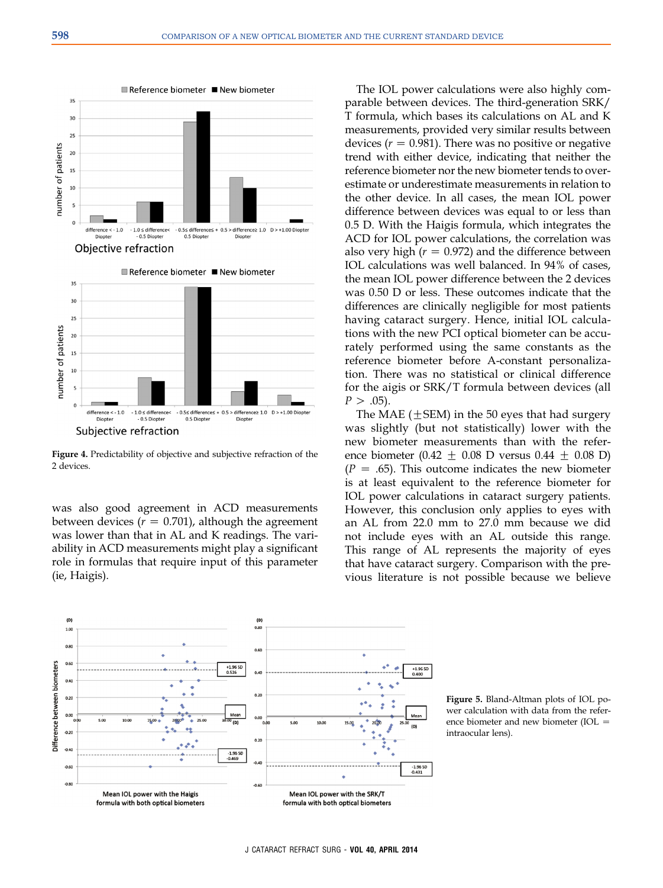**Figure 4.** Predictability of objective and subjective refraction of the 2 devices.

was also good agreement in ACD measurements between devices ($r = 0.701$), although the agreement was lower than that in AL and K readings. The variability in ACD measurements might play a significant role in formulas that require input of this parameter (ie, Haigis).

The IOL power calculations were also highly comparable between devices. The third-generation SRK/T formula, which bases its calculations on AL and K measurements, provided very similar results between devices ($r = 0.981$). There was no positive or negative trend with either device, indicating that neither the reference biometer nor the new biometer tends to overestimate or underestimate measurements in relation to the other device. In all cases, the mean IOL power difference between devices was equal to or less than 0.5 D. With the Haigis formula, which integrates the ACD for IOL power calculations, the correlation was also very high ($r = 0.972$) and the difference between IOL calculations was well balanced. In 94% of cases, the mean IOL power difference between the 2 devices was 0.50 D or less. These outcomes indicate that the differences are clinically negligible for most patients having cataract surgery. Hence, initial IOL calculations with the new PCI optical biometer can be accurately performed using the same constants as the reference biometer before A-constant personalization. There was no statistical or clinical difference for the aigis or SRK/T formula between devices (all $P > .05$).

The MAE ($\pm$SEM) in the 50 eyes that had surgery was slightly (but not statistically) lower with the new biometer measurements than with the reference biometer ($0.42 \pm 0.08$ D versus $0.44 \pm 0.08$ D) ($P = .65$). This outcome indicates the new biometer is at least equivalent to the reference biometer for IOL power calculations in cataract surgery patients. However, this conclusion only applies to eyes with an AL from 22.0 mm to 27.0 mm because we did not include eyes with an AL outside this range. This range of AL represents the majority of eyes that have cataract surgery. Comparison with the previous literature is not possible because we believe

**Figure 5.** Bland-Altman plots of IOL power calculation with data from the reference biometer and new biometer (IOL = intraocular lens).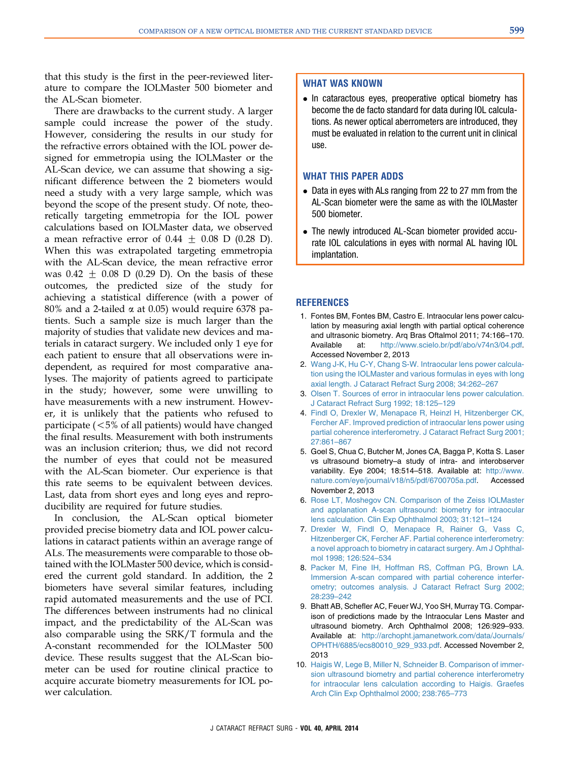that this study is the first in the peer-reviewed literature to compare the IOLMaster 500 biometer and the AL-Scan biometer.

There are drawbacks to the current study. A larger sample could increase the power of the study. However, considering the results in our study for the refractive errors obtained with the IOL power designed for emmetropia using the IOLMaster or the AL-Scan device, we can assume that showing a significant difference between the 2 biometers would need a study with a very large sample, which was beyond the scope of the present study. Of note, theoretically targeting emmetropia for the IOL power calculations based on IOLMaster data, we observed a mean refractive error of $0.44 \pm 0.08$ D (0.28 D). When this was extrapolated targeting emmetropia with the AL-Scan device, the mean refractive error was $0.42 \pm 0.08$ D (0.29 D). On the basis of these outcomes, the predicted size of the study for achieving a statistical difference (with a power of 80% and a 2-tailed $\alpha$ at 0.05) would require 6378 patients. Such a sample size is much larger than the majority of studies that validate new devices and materials in cataract surgery. We included only 1 eye for each patient to ensure that all observations were independent, as required for most comparative analyses. The majority of patients agreed to participate in the study; however, some were unwilling to have measurements with a new instrument. However, it is unlikely that the patients who refused to participate (<5% of all patients) would have changed the final results. Measurement with both instruments was an inclusion criterion; thus, we did not record the number of eyes that could not be measured with the AL-Scan biometer. Our experience is that this rate seems to be equivalent between devices. Last, data from short eyes and long eyes and reproducibility are required for future studies.

In conclusion, the AL-Scan optical biometer provided precise biometry data and IOL power calculations in cataract patients within an average range of ALs. The measurements were comparable to those obtained with the IOLMaster 500 device, which is considered the current gold standard. In addition, the 2 biometers have several similar features, including rapid automated measurements and the use of PCI. The differences between instruments had no clinical impact, and the predictability of the AL-Scan was also comparable using the SRK/T formula and the A-constant recommended for the IOLMaster 500 device. These results suggest that the AL-Scan biometer can be used for routine clinical practice to acquire accurate biometry measurements for IOL power calculation.

### WHAT WAS KNOWN

- In cataractous eyes, preoperative optical biometry has become the de facto standard for data during IOL calculations. As newer optical aberrometers are introduced, they must be evaluated in relation to the current unit in clinical use.

### WHAT THIS PAPER ADDS

- Data in eyes with ALs ranging from 22 to 27 mm from the AL-Scan biometer were the same as with the IOLMaster 500 biometer.
- The newly introduced AL-Scan biometer provided accurate IOL calculations in eyes with normal AL having IOL implantation.

## REFERENCES

1. Fontes BM, Fontes BM, Castro E. Intraocular lens power calculation by measuring axial length with partial optical coherence and ultrasonic biometry. Arq Bras Oftalmol 2011; 74:166–170. Available at: http://www.scielo.br/pdf/abo/v74n3/04.pdf. Accessed November 2, 2013
2. Wang J-K, Hu C-Y, Chang S-W. Intraocular lens power calculation using the IOLMaster and various formulas in eyes with long axial length. J Cataract Refract Surg 2008; 34:262–267
3. Olsen T. Sources of error in intraocular lens power calculation. J Cataract Refract Surg 1992; 18:125–129
4. Findl O, Drexler W, Menapace R, Heinzl H, Hitzenberger CK, Fercher AF. Improved prediction of intraocular lens power using partial coherence interferometry. J Cataract Refract Surg 2001; 27:861–867
5. Goel S, Chua C, Butcher M, Jones CA, Bagga P, Kotta S. Laser vs ultrasound biometry–a study of intra- and interobserver variability. Eye 2004; 18:514–518. Available at: http://www.nature.com/eye/journal/v18/n5/pdf/6700705a.pdf. Accessed November 2, 2013
6. Rose LT, Moshegov CN. Comparison of the Zeiss IOLMaster and applanation A-scan ultrasound: biometry for intraocular lens calculation. Clin Exp Ophthalmol 2003; 31:121–124
7. Drexler W, Findl O, Menapace R, Rainer G, Vass C, Hitzenberger CK, Fercher AF. Partial coherence interferometry: a novel approach to biometry in cataract surgery. Am J Ophthalmol 1998; 126:524–534
8. Packer M, Fine IH, Hoffman RS, Coffman PG, Brown LA. Immersion A-scan compared with partial coherence interferometry; outcomes analysis. J Cataract Refract Surg 2002; 28:239–242
9. Bhatt AB, Schefler AC, Feuer WJ, Yoo SH, Murray TG. Comparison of predictions made by the Intraocular Lens Master and ultrasound biometry. Arch Ophthalmol 2008; 126:929–933. Available at: http://archopht.jamanetwork.com/data/Journals/OPHTH/6885/ecs80010_929_933.pdf. Accessed November 2, 2013
10. Haigis W, Lege B, Miller N, Schneider B. Comparison of immersion ultrasound biometry and partial coherence interferometry for intraocular lens calculation according to Haigis. Graefes Arch Clin Exp Ophthalmol 2000; 238:765–773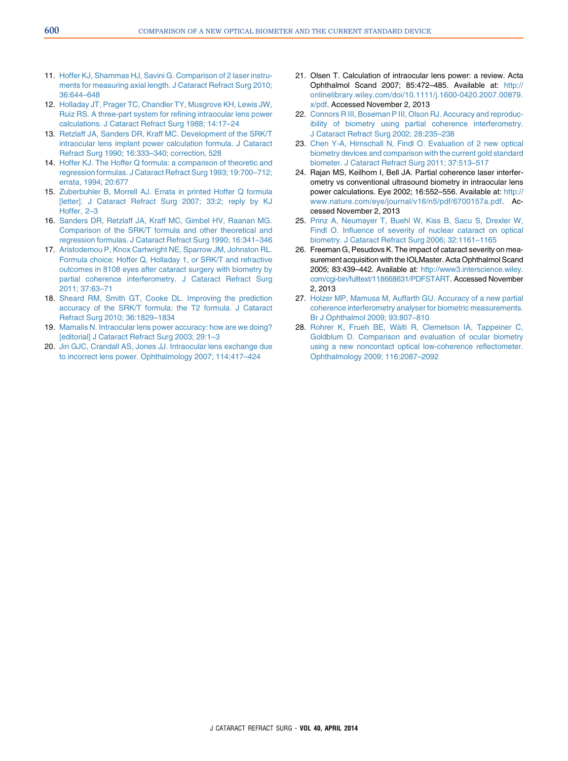11. Hoffer KJ, Shammas HJ, Savini G. Comparison of 2 laser instruments for measuring axial length. J Cataract Refract Surg 2010; 36:644–648
12. Holladay JT, Prager TC, Chandler TY, Musgrove KH, Lewis JW, Ruiz RS. A three-part system for refining intraocular lens power calculations. J Cataract Refract Surg 1988; 14:17–24
13. Retzlaff JA, Sanders DR, Kraff MC. Development of the SRK/T intraocular lens implant power calculation formula. J Cataract Refract Surg 1990; 16:333–340; correction, 528
14. Hoffer KJ. The Hoffer Q formula: a comparison of theoretic and regression formulas. J Cataract Refract Surg 1993; 19:700–712; errata, 1994; 20:677
15. Zuberbuhler B, Morrell AJ. Errata in printed Hoffer Q formula [letter]. J Cataract Refract Surg 2007; 33:2; reply by KJ Hoffer, 2–3
16. Sanders DR, Retzlaff JA, Kraff MC, Gimbel HV, Raanan MG. Comparison of the SRK/T formula and other theoretical and regression formulas. J Cataract Refract Surg 1990; 16:341–346
17. Aristodemou P, Knox Cartwright NE, Sparrow JM, Johnston RL. Formula choice: Hoffer Q, Holladay 1, or SRK/T and refractive outcomes in 8108 eyes after cataract surgery with biometry by partial coherence interferometry. J Cataract Refract Surg 2011; 37:63–71
18. Sheard RM, Smith GT, Cooke DL. Improving the prediction accuracy of the SRK/T formula: the T2 formula. J Cataract Refract Surg 2010; 36:1829–1834
19. Mamalis N. Intraocular lens power accuracy: how are we doing? [editorial] J Cataract Refract Surg 2003; 29:1–3
20. Jin GJC, Crandall AS, Jones JJ. Intraocular lens exchange due to incorrect lens power. Ophthalmology 2007; 114:417–424
21. Olsen T. Calculation of intraocular lens power: a review. Acta Ophthalmol Scand 2007; 85:472–485. Available at: http://onlinelibrary.wiley.com/doi/10.1111/j.1600-0420.2007.00879.x/pdf. Accessed November 2, 2013
22. Connors R III, Boseman P III, Olson RJ. Accuracy and reproducibility of biometry using partial coherence interferometry. J Cataract Refract Surg 2002; 28:235–238
23. Chen Y-A, Hirnschall N, Findl O. Evaluation of 2 new optical biometry devices and comparison with the current gold standard biometer. J Cataract Refract Surg 2011; 37:513–517
24. Rajan MS, Keilhorn I, Bell JA. Partial coherence laser interferometry vs conventional ultrasound biometry in intraocular lens power calculations. Eye 2002; 16:552–556. Available at: http://www.nature.com/eye/journal/v16/n5/pdf/6700157a.pdf. Accessed November 2, 2013
25. Prinz A, Neumayer T, Buehl W, Kiss B, Sacu S, Drexler W, Findl O. Influence of severity of nuclear cataract on optical biometry. J Cataract Refract Surg 2006; 32:1161–1165
26. Freeman G, Pesudovs K. The impact of cataract severity on measurement acquisition with the IOLMaster. Acta Ophthalmol Scand 2005; 83:439–442. Available at: http://www3.interscience.wiley.com/cgi-bin/fulltext/118668631/PDFSTART. Accessed November 2, 2013
27. Holzer MP, Mamusa M, Auffarth GU. Accuracy of a new partial coherence interferometry analyser for biometric measurements. Br J Ophthalmol 2009; 93:807–810
28. Rohrer K, Frueh BE, Wälti R, Clemetson IA, Tappeiner C, Goldblum D. Comparison and evaluation of ocular biometry using a new noncontact optical low-coherence reflectometer. Ophthalmology 2009; 116:2087–2092